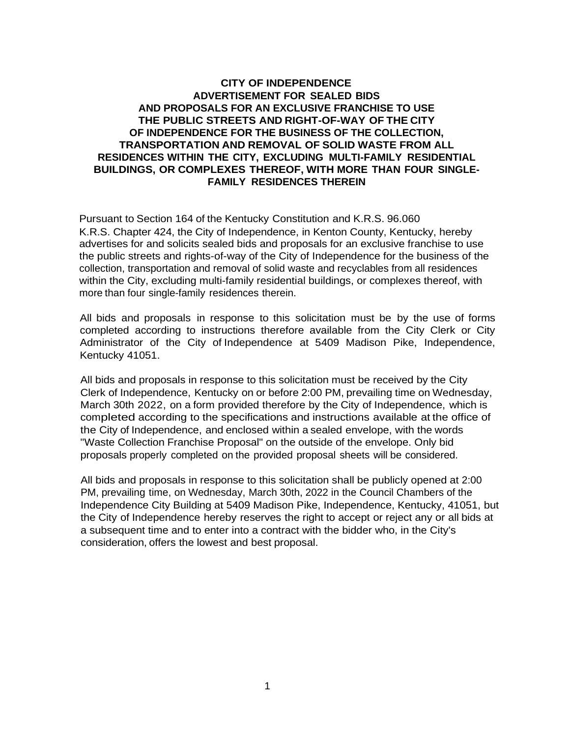**CITY OF INDEPENDENCE**
**ADVERTISEMENT FOR SEALED BIDS**
**AND PROPOSALS FOR AN EXCLUSIVE FRANCHISE TO USE**
**THE PUBLIC STREETS AND RIGHT-OF-WAY OF THE CITY**
**OF INDEPENDENCE FOR THE BUSINESS OF THE COLLECTION,**
**TRANSPORTATION AND REMOVAL OF SOLID WASTE FROM ALL**
**RESIDENCES WITHIN THE CITY, EXCLUDING MULTI-FAMILY RESIDENTIAL**
**BUILDINGS, OR COMPLEXES THEREOF, WITH MORE THAN FOUR SINGLE-FAMILY RESIDENCES THEREIN**

Pursuant to Section 164 of the Kentucky Constitution and K.R.S. 96.060 K.R.S. Chapter 424, the City of Independence, in Kenton County, Kentucky, hereby advertises for and solicits sealed bids and proposals for an exclusive franchise to use the public streets and rights-of-way of the City of Independence for the business of the collection, transportation and removal of solid waste and recyclables from all residences within the City, excluding multi-family residential buildings, or complexes thereof, with more than four single-family residences therein.

All bids and proposals in response to this solicitation must be by the use of forms completed according to instructions therefore available from the City Clerk or City Administrator of the City of Independence at 5409 Madison Pike, Independence, Kentucky 41051.

All bids and proposals in response to this solicitation must be received by the City Clerk of Independence, Kentucky on or before 2:00 PM, prevailing time on Wednesday, March 30th 2022, on a form provided therefore by the City of Independence, which is completed according to the specifications and instructions available at the office of the City of Independence, and enclosed within a sealed envelope, with the words "Waste Collection Franchise Proposal" on the outside of the envelope. Only bid proposals properly completed on the provided proposal sheets will be considered.

All bids and proposals in response to this solicitation shall be publicly opened at 2:00 PM, prevailing time, on Wednesday, March 30th, 2022 in the Council Chambers of the Independence City Building at 5409 Madison Pike, Independence, Kentucky, 41051, but the City of Independence hereby reserves the right to accept or reject any or all bids at a subsequent time and to enter into a contract with the bidder who, in the City's consideration, offers the lowest and best proposal.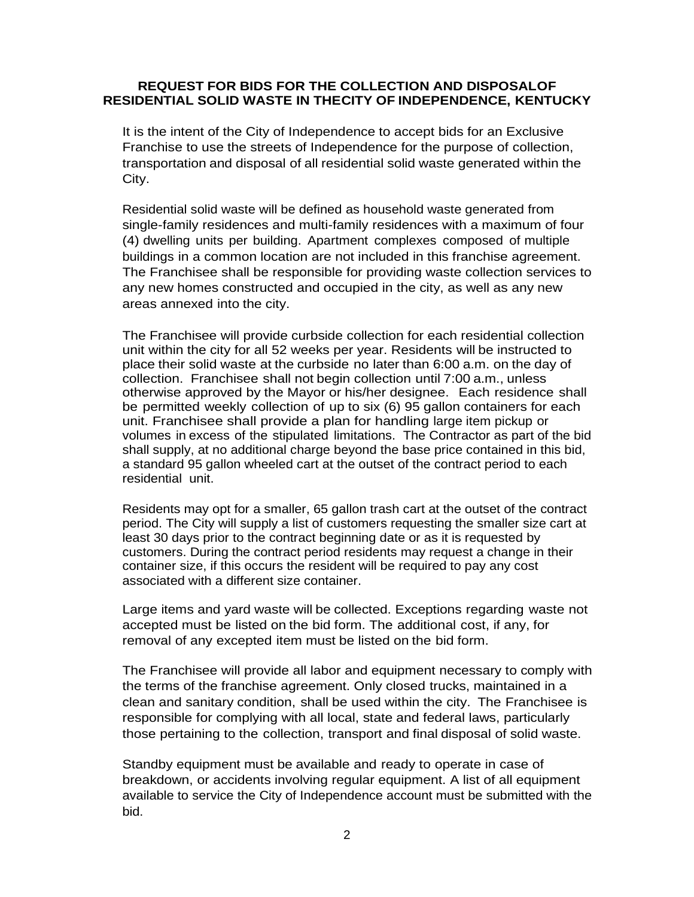**REQUEST FOR BIDS FOR THE COLLECTION AND DISPOSALOF RESIDENTIAL SOLID WASTE IN THECITY OF INDEPENDENCE, KENTUCKY**

It is the intent of the City of Independence to accept bids for an Exclusive Franchise to use the streets of Independence for the purpose of collection, transportation and disposal of all residential solid waste generated within the City.

Residential solid waste will be defined as household waste generated from single-family residences and multi-family residences with a maximum of four (4) dwelling units per building. Apartment complexes composed of multiple buildings in a common location are not included in this franchise agreement. The Franchisee shall be responsible for providing waste collection services to any new homes constructed and occupied in the city, as well as any new areas annexed into the city.

The Franchisee will provide curbside collection for each residential collection unit within the city for all 52 weeks per year. Residents will be instructed to place their solid waste at the curbside no later than 6:00 a.m. on the day of collection. Franchisee shall not begin collection until 7:00 a.m., unless otherwise approved by the Mayor or his/her designee. Each residence shall be permitted weekly collection of up to six (6) 95 gallon containers for each unit. Franchisee shall provide a plan for handling large item pickup or volumes in excess of the stipulated limitations. The Contractor as part of the bid shall supply, at no additional charge beyond the base price contained in this bid, a standard 95 gallon wheeled cart at the outset of the contract period to each residential unit.

Residents may opt for a smaller, 65 gallon trash cart at the outset of the contract period. The City will supply a list of customers requesting the smaller size cart at least 30 days prior to the contract beginning date or as it is requested by customers. During the contract period residents may request a change in their container size, if this occurs the resident will be required to pay any cost associated with a different size container.

Large items and yard waste will be collected. Exceptions regarding waste not accepted must be listed on the bid form. The additional cost, if any, for removal of any excepted item must be listed on the bid form.

The Franchisee will provide all labor and equipment necessary to comply with the terms of the franchise agreement. Only closed trucks, maintained in a clean and sanitary condition, shall be used within the city. The Franchisee is responsible for complying with all local, state and federal laws, particularly those pertaining to the collection, transport and final disposal of solid waste.

Standby equipment must be available and ready to operate in case of breakdown, or accidents involving regular equipment. A list of all equipment available to service the City of Independence account must be submitted with the bid.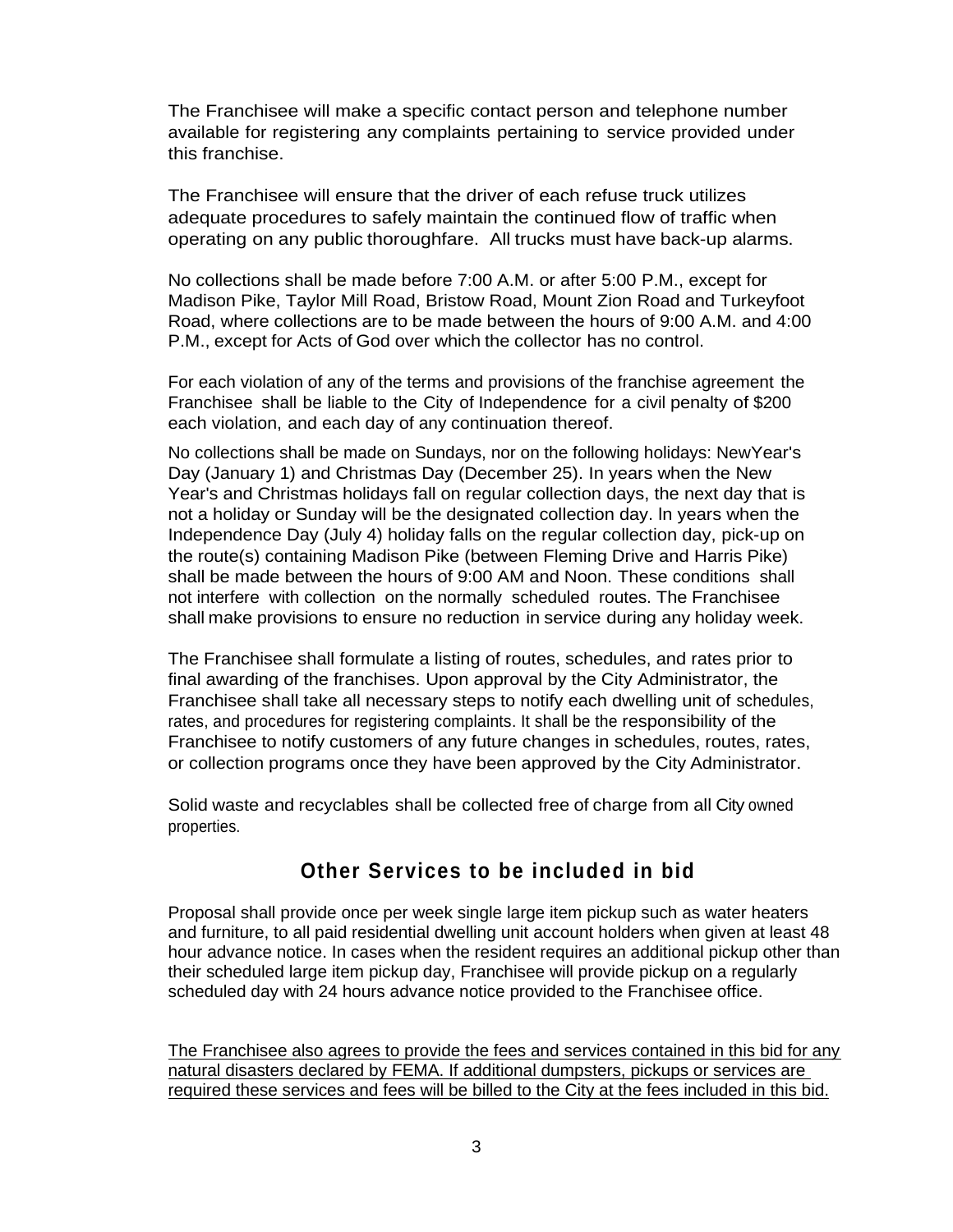The Franchisee will make a specific contact person and telephone number available for registering any complaints pertaining to service provided under this franchise.

The Franchisee will ensure that the driver of each refuse truck utilizes adequate procedures to safely maintain the continued flow of traffic when operating on any public thoroughfare. All trucks must have back-up alarms.

No collections shall be made before 7:00 A.M. or after 5:00 P.M., except for Madison Pike, Taylor Mill Road, Bristow Road, Mount Zion Road and Turkeyfoot Road, where collections are to be made between the hours of 9:00 A.M. and 4:00 P.M., except for Acts of God over which the collector has no control.

For each violation of any of the terms and provisions of the franchise agreement the Franchisee shall be liable to the City of Independence for a civil penalty of $200 each violation, and each day of any continuation thereof.

No collections shall be made on Sundays, nor on the following holidays: NewYear's Day (January 1) and Christmas Day (December 25). In years when the New Year's and Christmas holidays fall on regular collection days, the next day that is not a holiday or Sunday will be the designated collection day. In years when the Independence Day (July 4) holiday falls on the regular collection day, pick-up on the route(s) containing Madison Pike (between Fleming Drive and Harris Pike) shall be made between the hours of 9:00 AM and Noon. These conditions shall not interfere with collection on the normally scheduled routes. The Franchisee shall make provisions to ensure no reduction in service during any holiday week.

The Franchisee shall formulate a listing of routes, schedules, and rates prior to final awarding of the franchises. Upon approval by the City Administrator, the Franchisee shall take all necessary steps to notify each dwelling unit of schedules, rates, and procedures for registering complaints. It shall be the responsibility of the Franchisee to notify customers of any future changes in schedules, routes, rates, or collection programs once they have been approved by the City Administrator.

Solid waste and recyclables shall be collected free of charge from all City owned properties.

## Other Services to be included in bid

Proposal shall provide once per week single large item pickup such as water heaters and furniture, to all paid residential dwelling unit account holders when given at least 48 hour advance notice. In cases when the resident requires an additional pickup other than their scheduled large item pickup day, Franchisee will provide pickup on a regularly scheduled day with 24 hours advance notice provided to the Franchisee office.

<u>The Franchisee also agrees to provide the fees and services contained in this bid for any natural disasters declared by FEMA. If additional dumpsters, pickups or services are required these services and fees will be billed to the City at the fees included in this bid.</u>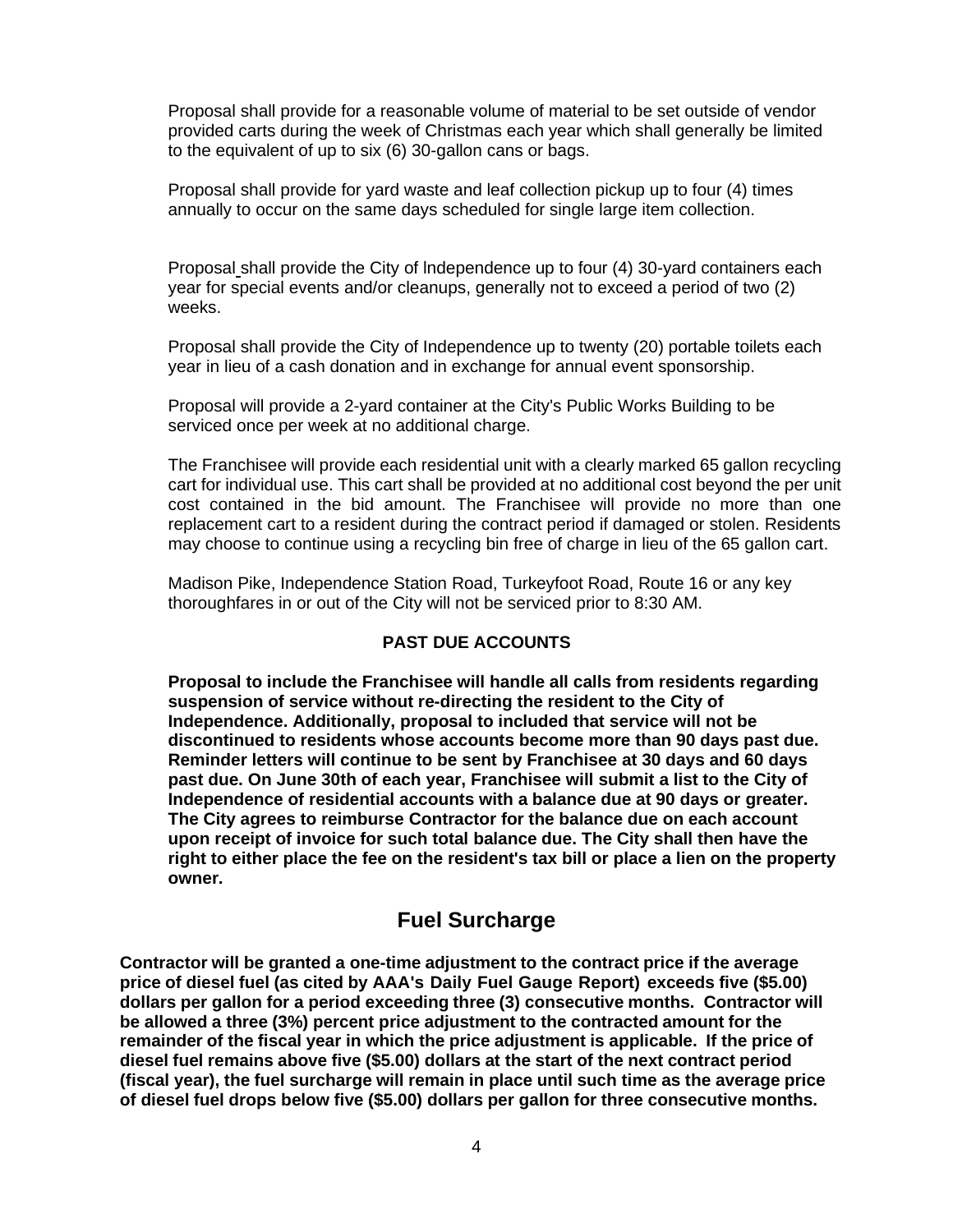Proposal shall provide for a reasonable volume of material to be set outside of vendor provided carts during the week of Christmas each year which shall generally be limited to the equivalent of up to six (6) 30-gallon cans or bags.

Proposal shall provide for yard waste and leaf collection pickup up to four (4) times annually to occur on the same days scheduled for single large item collection.

Proposal shall provide the City of Independence up to four (4) 30-yard containers each year for special events and/or cleanups, generally not to exceed a period of two (2) weeks.

Proposal shall provide the City of Independence up to twenty (20) portable toilets each year in lieu of a cash donation and in exchange for annual event sponsorship.

Proposal will provide a 2-yard container at the City's Public Works Building to be serviced once per week at no additional charge.

The Franchisee will provide each residential unit with a clearly marked 65 gallon recycling cart for individual use. This cart shall be provided at no additional cost beyond the per unit cost contained in the bid amount. The Franchisee will provide no more than one replacement cart to a resident during the contract period if damaged or stolen. Residents may choose to continue using a recycling bin free of charge in lieu of the 65 gallon cart.

Madison Pike, Independence Station Road, Turkeyfoot Road, Route 16 or any key thoroughfares in or out of the City will not be serviced prior to 8:30 AM.

**PAST DUE ACCOUNTS**

**Proposal to include the Franchisee will handle all calls from residents regarding suspension of service without re-directing the resident to the City of Independence. Additionally, proposal to included that service will not be discontinued to residents whose accounts become more than 90 days past due. Reminder letters will continue to be sent by Franchisee at 30 days and 60 days past due. On June 30th of each year, Franchisee will submit a list to the City of Independence of residential accounts with a balance due at 90 days or greater. The City agrees to reimburse Contractor for the balance due on each account upon receipt of invoice for such total balance due. The City shall then have the right to either place the fee on the resident's tax bill or place a lien on the property owner.**

## Fuel Surcharge

**Contractor will be granted a one-time adjustment to the contract price if the average price of diesel fuel (as cited by AAA's Daily Fuel Gauge Report) exceeds five ($5.00) dollars per gallon for a period exceeding three (3) consecutive months. Contractor will be allowed a three (3%) percent price adjustment to the contracted amount for the remainder of the fiscal year in which the price adjustment is applicable. If the price of diesel fuel remains above five ($5.00) dollars at the start of the next contract period (fiscal year), the fuel surcharge will remain in place until such time as the average price of diesel fuel drops below five ($5.00) dollars per gallon for three consecutive months.**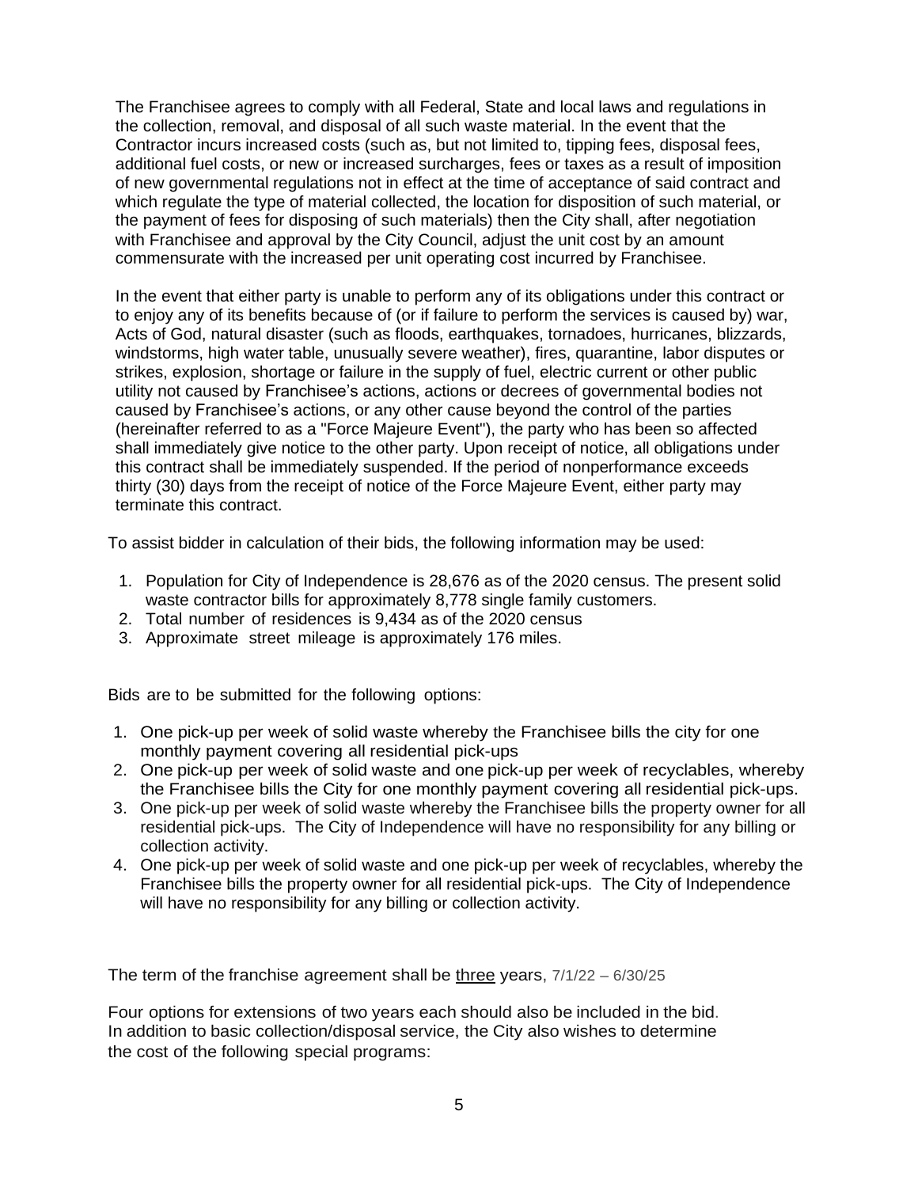The Franchisee agrees to comply with all Federal, State and local laws and regulations in the collection, removal, and disposal of all such waste material. In the event that the Contractor incurs increased costs (such as, but not limited to, tipping fees, disposal fees, additional fuel costs, or new or increased surcharges, fees or taxes as a result of imposition of new governmental regulations not in effect at the time of acceptance of said contract and which regulate the type of material collected, the location for disposition of such material, or the payment of fees for disposing of such materials) then the City shall, after negotiation with Franchisee and approval by the City Council, adjust the unit cost by an amount commensurate with the increased per unit operating cost incurred by Franchisee.

In the event that either party is unable to perform any of its obligations under this contract or to enjoy any of its benefits because of (or if failure to perform the services is caused by) war, Acts of God, natural disaster (such as floods, earthquakes, tornadoes, hurricanes, blizzards, windstorms, high water table, unusually severe weather), fires, quarantine, labor disputes or strikes, explosion, shortage or failure in the supply of fuel, electric current or other public utility not caused by Franchisee's actions, actions or decrees of governmental bodies not caused by Franchisee's actions, or any other cause beyond the control of the parties (hereinafter referred to as a "Force Majeure Event"), the party who has been so affected shall immediately give notice to the other party. Upon receipt of notice, all obligations under this contract shall be immediately suspended. If the period of nonperformance exceeds thirty (30) days from the receipt of notice of the Force Majeure Event, either party may terminate this contract.

To assist bidder in calculation of their bids, the following information may be used:

1. Population for City of Independence is 28,676 as of the 2020 census. The present solid waste contractor bills for approximately 8,778 single family customers.
2. Total number of residences is 9,434 as of the 2020 census
3. Approximate street mileage is approximately 176 miles.

Bids are to be submitted for the following options:

1. One pick-up per week of solid waste whereby the Franchisee bills the city for one monthly payment covering all residential pick-ups
2. One pick-up per week of solid waste and one pick-up per week of recyclables, whereby the Franchisee bills the City for one monthly payment covering all residential pick-ups.
3. One pick-up per week of solid waste whereby the Franchisee bills the property owner for all residential pick-ups. The City of Independence will have no responsibility for any billing or collection activity.
4. One pick-up per week of solid waste and one pick-up per week of recyclables, whereby the Franchisee bills the property owner for all residential pick-ups. The City of Independence will have no responsibility for any billing or collection activity.

The term of the franchise agreement shall be <u>three</u> years, 7/1/22 – 6/30/25

Four options for extensions of two years each should also be included in the bid.
In addition to basic collection/disposal service, the City also wishes to determine the cost of the following special programs: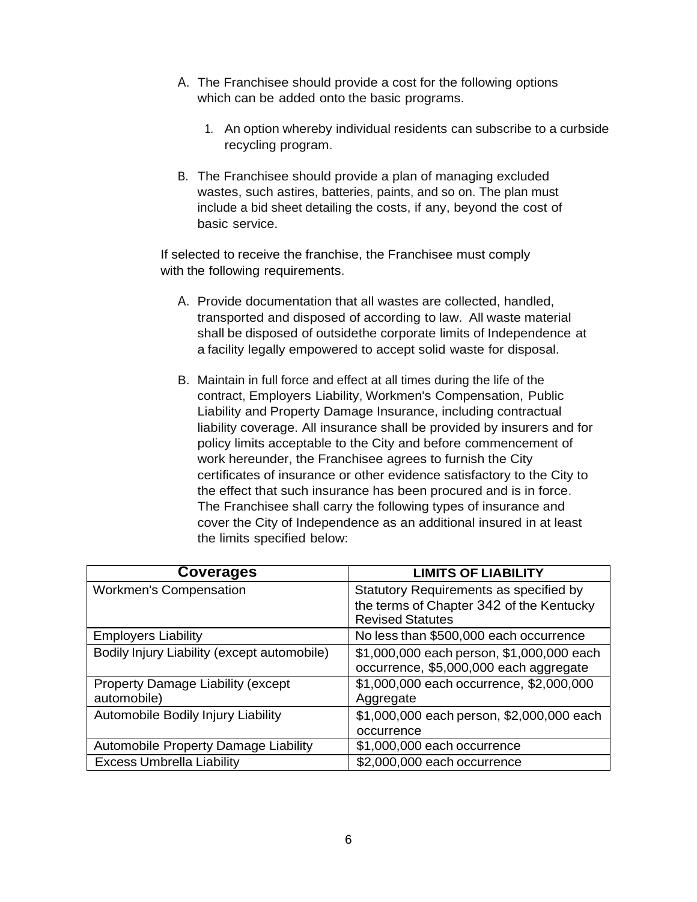A. The Franchisee should provide a cost for the following options which can be added onto the basic programs.

   1. An option whereby individual residents can subscribe to a curbside recycling program.

B. The Franchisee should provide a plan of managing excluded wastes, such astires, batteries, paints, and so on. The plan must include a bid sheet detailing the costs, if any, beyond the cost of basic service.

If selected to receive the franchise, the Franchisee must comply with the following requirements.

A. Provide documentation that all wastes are collected, handled, transported and disposed of according to law. All waste material shall be disposed of outsidethe corporate limits of Independence at a facility legally empowered to accept solid waste for disposal.

B. Maintain in full force and effect at all times during the life of the contract, Employers Liability, Workmen's Compensation, Public Liability and Property Damage Insurance, including contractual liability coverage. All insurance shall be provided by insurers and for policy limits acceptable to the City and before commencement of work hereunder, the Franchisee agrees to furnish the City certificates of insurance or other evidence satisfactory to the City to the effect that such insurance has been procured and is in force. The Franchisee shall carry the following types of insurance and cover the City of Independence as an additional insured in at least the limits specified below:

| Coverages | LIMITS OF LIABILITY |
|---|---|
| Workmen's Compensation | Statutory Requirements as specified by the terms of Chapter 342 of the Kentucky Revised Statutes |
| Employers Liability | No less than $500,000 each occurrence |
| Bodily Injury Liability (except automobile) | $1,000,000 each person, $1,000,000 each occurrence, $5,000,000 each aggregate |
| Property Damage Liability (except automobile) | $1,000,000 each occurrence, $2,000,000 Aggregate |
| Automobile Bodily Injury Liability | $1,000,000 each person, $2,000,000 each occurrence |
| Automobile Property Damage Liability | $1,000,000 each occurrence |
| Excess Umbrella Liability | $2,000,000 each occurrence |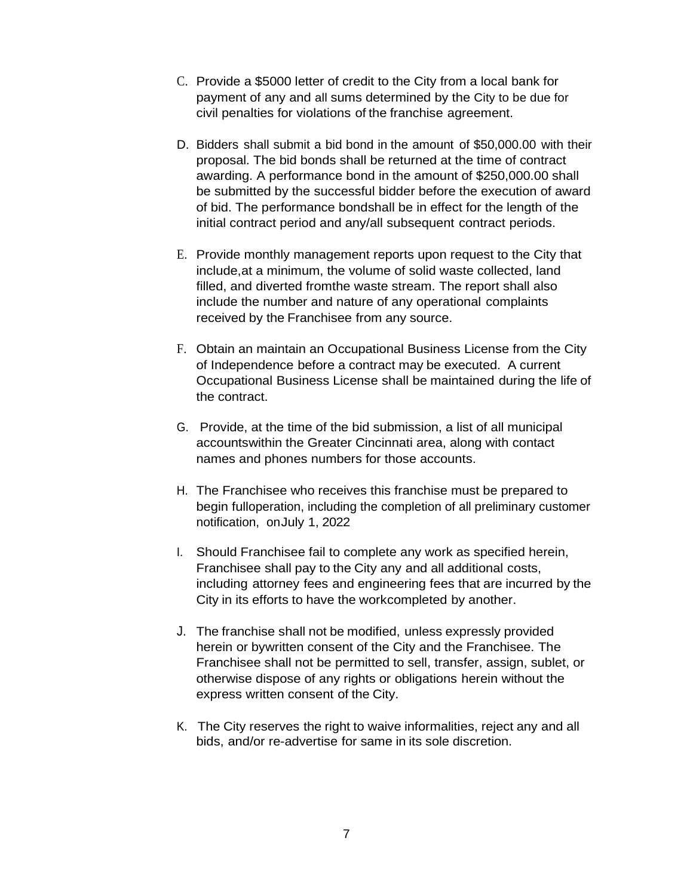C. Provide a $5000 letter of credit to the City from a local bank for payment of any and all sums determined by the City to be due for civil penalties for violations of the franchise agreement.

D. Bidders shall submit a bid bond in the amount of $50,000.00 with their proposal. The bid bonds shall be returned at the time of contract awarding. A performance bond in the amount of $250,000.00 shall be submitted by the successful bidder before the execution of award of bid. The performance bondshall be in effect for the length of the initial contract period and any/all subsequent contract periods.

E. Provide monthly management reports upon request to the City that include,at a minimum, the volume of solid waste collected, land filled, and diverted fromthe waste stream. The report shall also include the number and nature of any operational complaints received by the Franchisee from any source.

F. Obtain an maintain an Occupational Business License from the City of Independence before a contract may be executed. A current Occupational Business License shall be maintained during the life of the contract.

G. Provide, at the time of the bid submission, a list of all municipal accountswithin the Greater Cincinnati area, along with contact names and phones numbers for those accounts.

H. The Franchisee who receives this franchise must be prepared to begin fulloperation, including the completion of all preliminary customer notification, onJuly 1, 2022

I. Should Franchisee fail to complete any work as specified herein, Franchisee shall pay to the City any and all additional costs, including attorney fees and engineering fees that are incurred by the City in its efforts to have the workcompleted by another.

J. The franchise shall not be modified, unless expressly provided herein or bywritten consent of the City and the Franchisee. The Franchisee shall not be permitted to sell, transfer, assign, sublet, or otherwise dispose of any rights or obligations herein without the express written consent of the City.

K. The City reserves the right to waive informalities, reject any and all bids, and/or re-advertise for same in its sole discretion.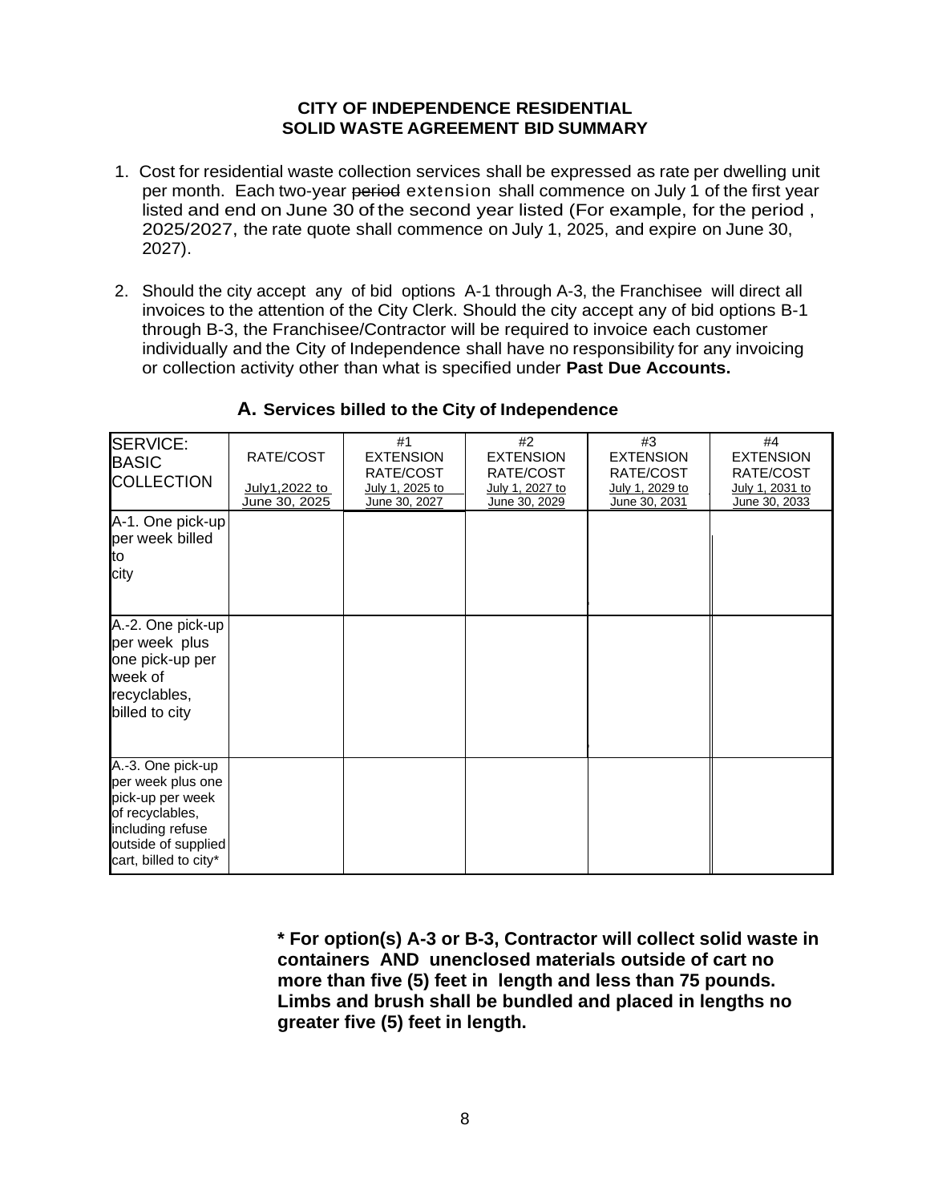**CITY OF INDEPENDENCE RESIDENTIAL SOLID WASTE AGREEMENT BID SUMMARY**

1. Cost for residential waste collection services shall be expressed as rate per dwelling unit per month. Each two-year ~~period~~ extension shall commence on July 1 of the first year listed and end on June 30 of the second year listed (For example, for the period , 2025/2027, the rate quote shall commence on July 1, 2025, and expire on June 30, 2027).

2. Should the city accept any of bid options A-1 through A-3, the Franchisee will direct all invoices to the attention of the City Clerk. Should the city accept any of bid options B-1 through B-3, the Franchisee/Contractor will be required to invoice each customer individually and the City of Independence shall have no responsibility for any invoicing or collection activity other than what is specified under **Past Due Accounts.**

## A. Services billed to the City of Independence

| SERVICE: BASIC COLLECTION | RATE/COST July1,2022 to June 30, 2025 | #1 EXTENSION RATE/COST July 1, 2025 to June 30, 2027 | #2 EXTENSION RATE/COST July 1, 2027 to June 30, 2029 | #3 EXTENSION RATE/COST July 1, 2029 to June 30, 2031 | #4 EXTENSION RATE/COST July 1, 2031 to June 30, 2033 |
|---|---|---|---|---|---|
| A-1. One pick-up per week billed to city | | | | | |
| A.-2. One pick-up per week plus one pick-up per week of recyclables, billed to city | | | | | |
| A.-3. One pick-up per week plus one pick-up per week of recyclables, including refuse outside of supplied cart, billed to city* | | | | | |

**\* For option(s) A-3 or B-3, Contractor will collect solid waste in containers AND unenclosed materials outside of cart no more than five (5) feet in length and less than 75 pounds. Limbs and brush shall be bundled and placed in lengths no greater five (5) feet in length.**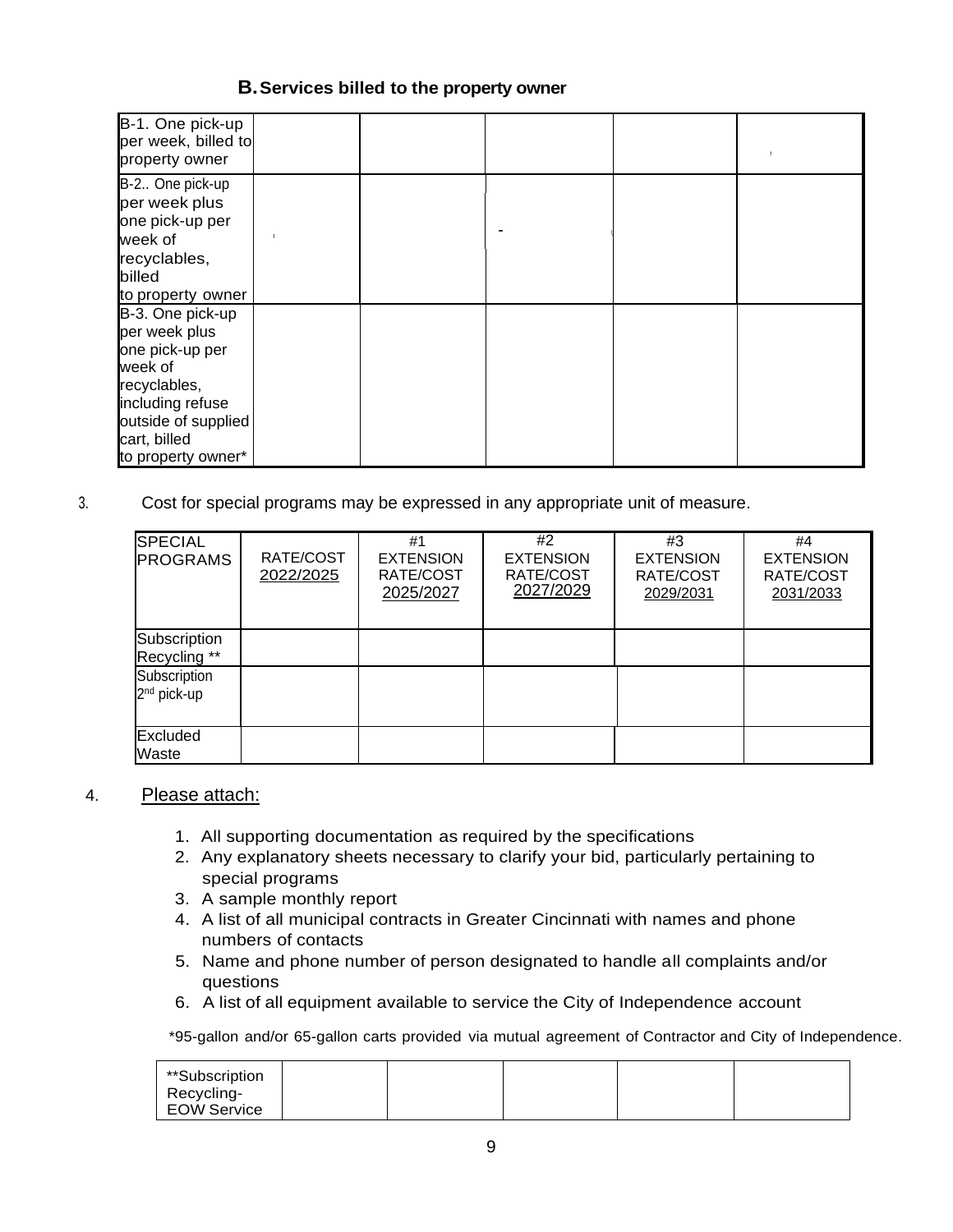## B. Services billed to the property owner

| | | | | | |
|---|---|---|---|---|---|
| B-1. One pick-up per week, billed to property owner | | | | | |
| B-2.. One pick-up per week plus one pick-up per week of recyclables, billed to property owner | | | - | | |
| B-3. One pick-up per week plus one pick-up per week of recyclables, including refuse outside of supplied cart, billed to property owner* | | | | | |

3. Cost for special programs may be expressed in any appropriate unit of measure.

| SPECIAL PROGRAMS | RATE/COST 2022/2025 | #1 EXTENSION RATE/COST 2025/2027 | #2 EXTENSION RATE/COST 2027/2029 | #3 EXTENSION RATE/COST 2029/2031 | #4 EXTENSION RATE/COST 2031/2033 |
|---|---|---|---|---|---|
| Subscription Recycling ** | | | | | |
| Subscription 2nd pick-up | | | | | |
| Excluded Waste | | | | | |

4. Please attach:

   1. All supporting documentation as required by the specifications
   2. Any explanatory sheets necessary to clarify your bid, particularly pertaining to special programs
   3. A sample monthly report
   4. A list of all municipal contracts in Greater Cincinnati with names and phone numbers of contacts
   5. Name and phone number of person designated to handle all complaints and/or questions
   6. A list of all equipment available to service the City of Independence account

*95-gallon and/or 65-gallon carts provided via mutual agreement of Contractor and City of Independence.

| **Subscription Recycling- EOW Service | | | | | |
|---|---|---|---|---|---|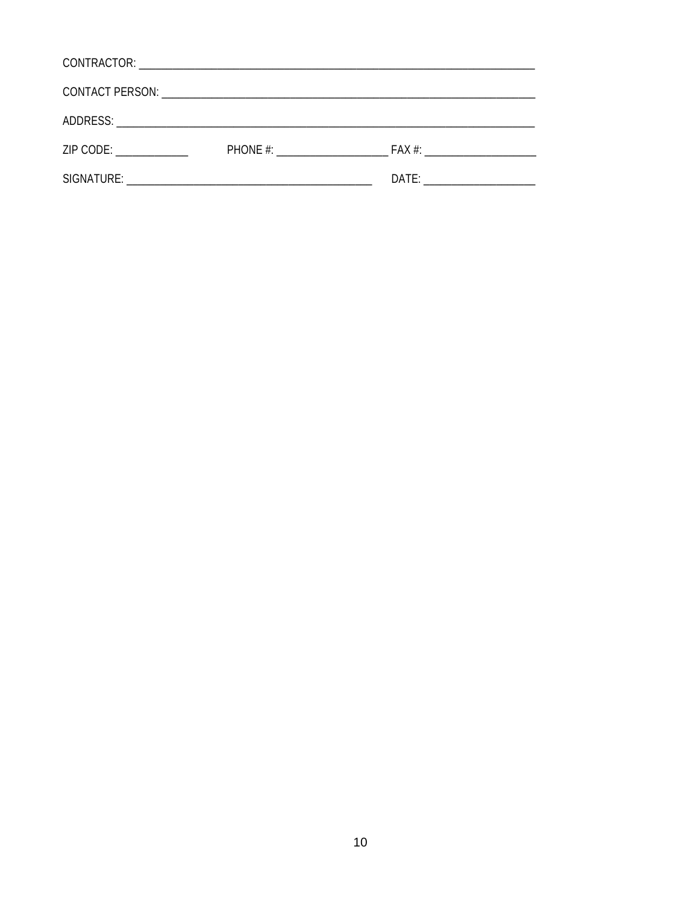CONTRACTOR: ______________________________________________________________________

CONTACT PERSON: _________________________________________________________________

ADDRESS: ________________________________________________________________________

ZIP CODE: ____________ PHONE #: ___________________ FAX #: ___________________

SIGNATURE: ________________________________________ DATE: ___________________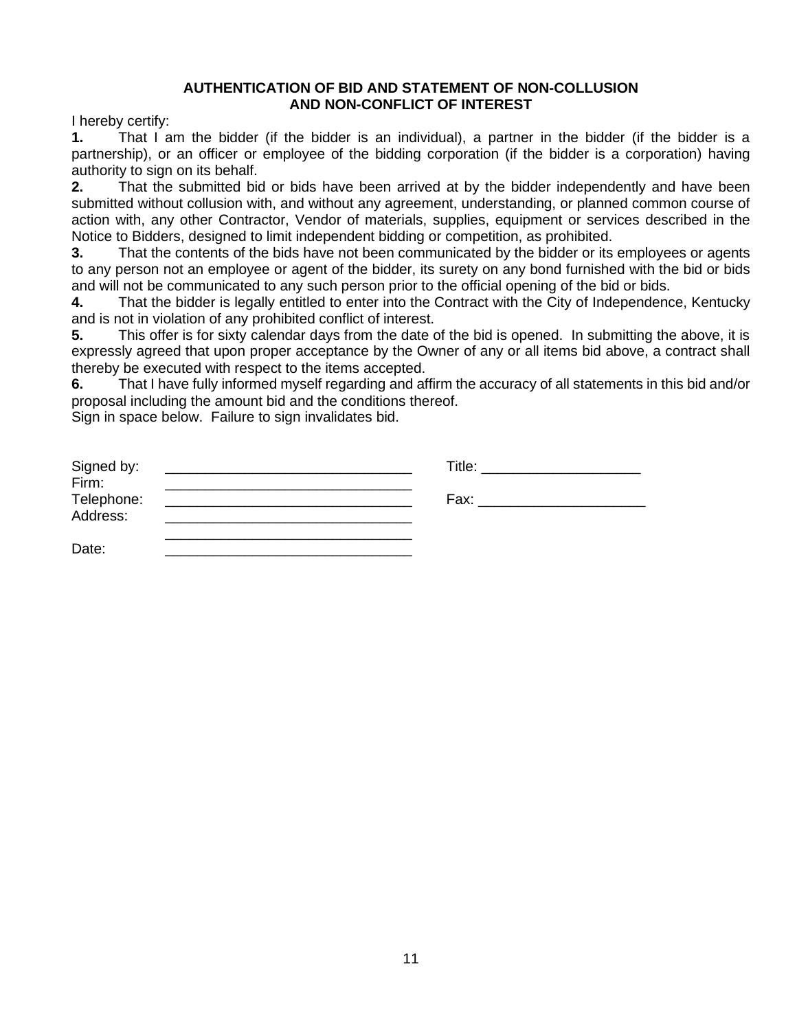## AUTHENTICATION OF BID AND STATEMENT OF NON-COLLUSION AND NON-CONFLICT OF INTEREST

I hereby certify:

**1.** That I am the bidder (if the bidder is an individual), a partner in the bidder (if the bidder is a partnership), or an officer or employee of the bidding corporation (if the bidder is a corporation) having authority to sign on its behalf.

**2.** That the submitted bid or bids have been arrived at by the bidder independently and have been submitted without collusion with, and without any agreement, understanding, or planned common course of action with, any other Contractor, Vendor of materials, supplies, equipment or services described in the Notice to Bidders, designed to limit independent bidding or competition, as prohibited.

**3.** That the contents of the bids have not been communicated by the bidder or its employees or agents to any person not an employee or agent of the bidder, its surety on any bond furnished with the bid or bids and will not be communicated to any such person prior to the official opening of the bid or bids.

**4.** That the bidder is legally entitled to enter into the Contract with the City of Independence, Kentucky and is not in violation of any prohibited conflict of interest.

**5.** This offer is for sixty calendar days from the date of the bid is opened. In submitting the above, it is expressly agreed that upon proper acceptance by the Owner of any or all items bid above, a contract shall thereby be executed with respect to the items accepted.

**6.** That I have fully informed myself regarding and affirm the accuracy of all statements in this bid and/or proposal including the amount bid and the conditions thereof.

Sign in space below. Failure to sign invalidates bid.

Signed by: _______________________________ Title: ____________________

Firm: _______________________________

Telephone: _______________________________ Fax: _____________________

Address: _______________________________

_______________________________

Date: _______________________________